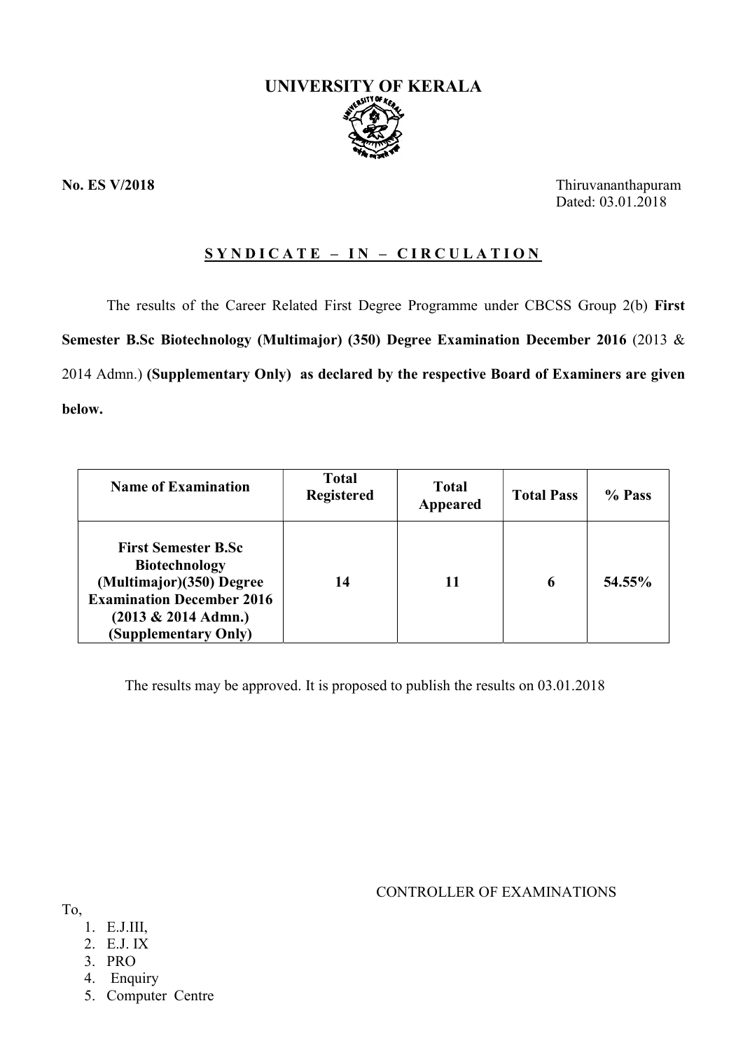# UNIVERSITY OF KERALA

**No. ES V/2018**

Thiruvananthapuram
Dated: 03.01.2018

## SYNDICATE – IN – CIRCULATION

The results of the Career Related First Degree Programme under CBCSS Group 2(b) **First Semester B.Sc Biotechnology (Multimajor) (350) Degree Examination December 2016** (2013 & 2014 Admn.) **(Supplementary Only) as declared by the respective Board of Examiners are given below.**

| Name of Examination | Total Registered | Total Appeared | Total Pass | % Pass |
|---|---|---|---|---|
| **First Semester B.Sc Biotechnology (Multimajor)(350) Degree Examination December 2016 (2013 & 2014 Admn.) (Supplementary Only)** | **14** | **11** | **6** | **54.55%** |

The results may be approved. It is proposed to publish the results on 03.01.2018

CONTROLLER OF EXAMINATIONS

To,

1. E.J.III,
2. E.J. IX
3. PRO
4. Enquiry
5. Computer Centre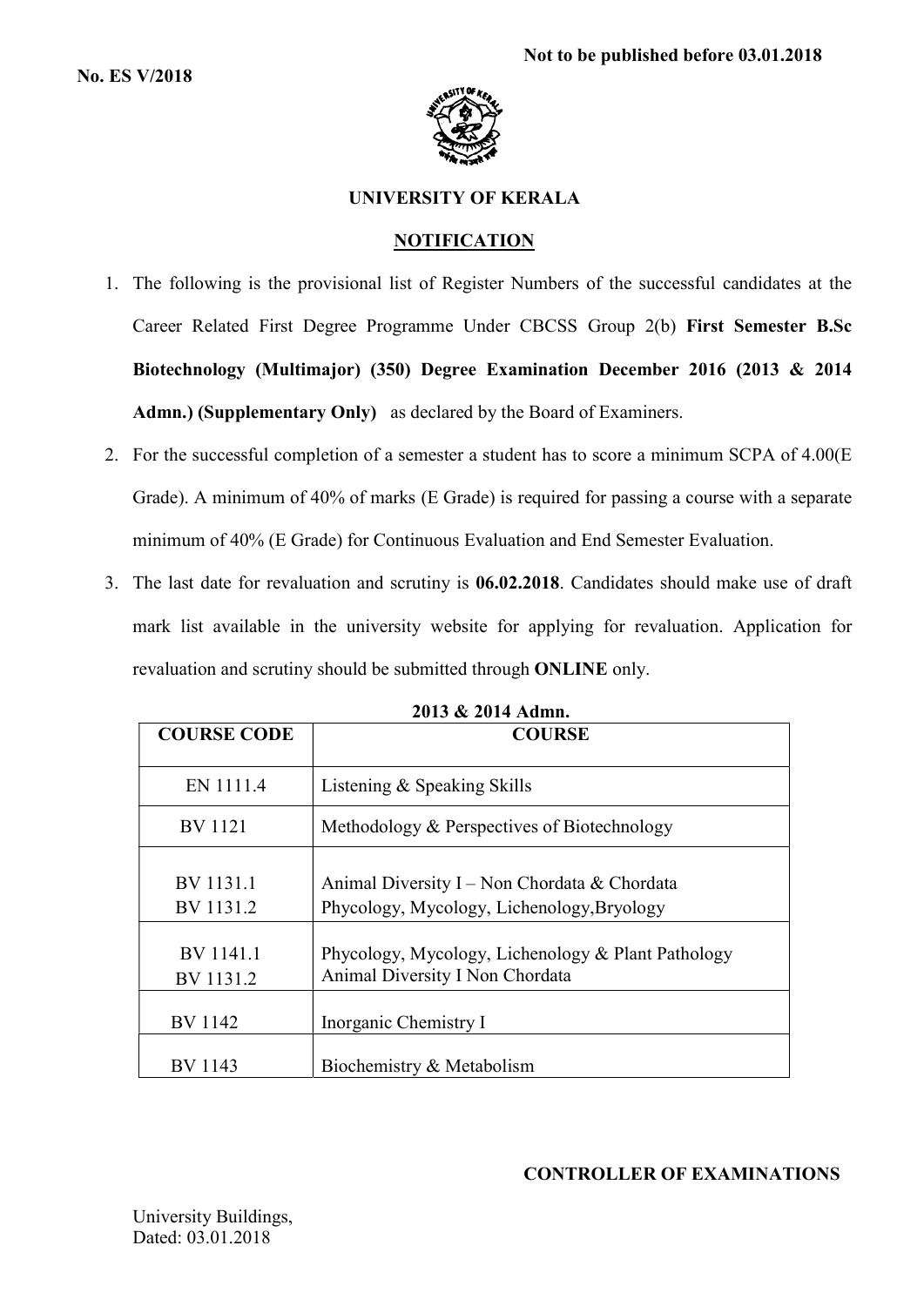No. ES V/2018

Not to be published before 03.01.2018

# UNIVERSITY OF KERALA

## NOTIFICATION

1. The following is the provisional list of Register Numbers of the successful candidates at the Career Related First Degree Programme Under CBCSS Group 2(b) **First Semester B.Sc Biotechnology (Multimajor) (350) Degree Examination December 2016 (2013 & 2014 Admn.) (Supplementary Only)** as declared by the Board of Examiners.
2. For the successful completion of a semester a student has to score a minimum SCPA of 4.00(E Grade). A minimum of 40% of marks (E Grade) is required for passing a course with a separate minimum of 40% (E Grade) for Continuous Evaluation and End Semester Evaluation.
3. The last date for revaluation and scrutiny is **06.02.2018**. Candidates should make use of draft mark list available in the university website for applying for revaluation. Application for revaluation and scrutiny should be submitted through **ONLINE** only.

**2013 & 2014 Admn.**

| COURSE CODE | COURSE |
|---|---|
| EN 1111.4 | Listening & Speaking Skills |
| BV 1121 | Methodology & Perspectives of Biotechnology |
| BV 1131.1<br>BV 1131.2 | Animal Diversity I – Non Chordata & Chordata<br>Phycology, Mycology, Lichenology,Bryology |
| BV 1141.1<br>BV 1131.2 | Phycology, Mycology, Lichenology & Plant Pathology<br>Animal Diversity I Non Chordata |
| BV 1142 | Inorganic Chemistry I |
| BV 1143 | Biochemistry & Metabolism |

**CONTROLLER OF EXAMINATIONS**

University Buildings,
Dated: 03.01.2018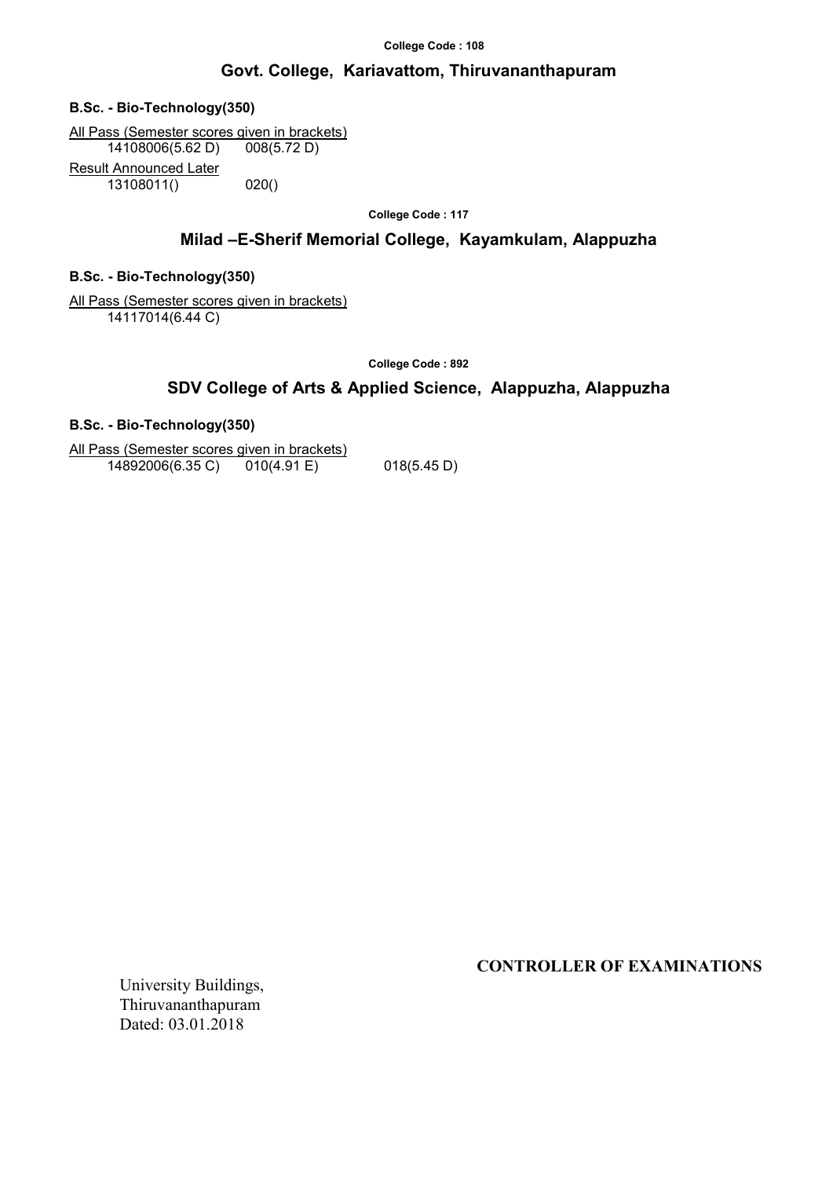College Code : 108

## Govt. College, Kariavattom, Thiruvananthapuram

**B.Sc. - Bio-Technology(350)**

All Pass (Semester scores given in brackets)

14108006(5.62 D) 008(5.72 D)

Result Announced Later

13108011() 020()

College Code : 117

## Milad –E-Sherif Memorial College, Kayamkulam, Alappuzha

**B.Sc. - Bio-Technology(350)**

All Pass (Semester scores given in brackets)

14117014(6.44 C)

College Code : 892

## SDV College of Arts & Applied Science, Alappuzha, Alappuzha

**B.Sc. - Bio-Technology(350)**

All Pass (Semester scores given in brackets)

14892006(6.35 C) 010(4.91 E) 018(5.45 D)

**CONTROLLER OF EXAMINATIONS**

University Buildings,
Thiruvananthapuram
Dated: 03.01.2018